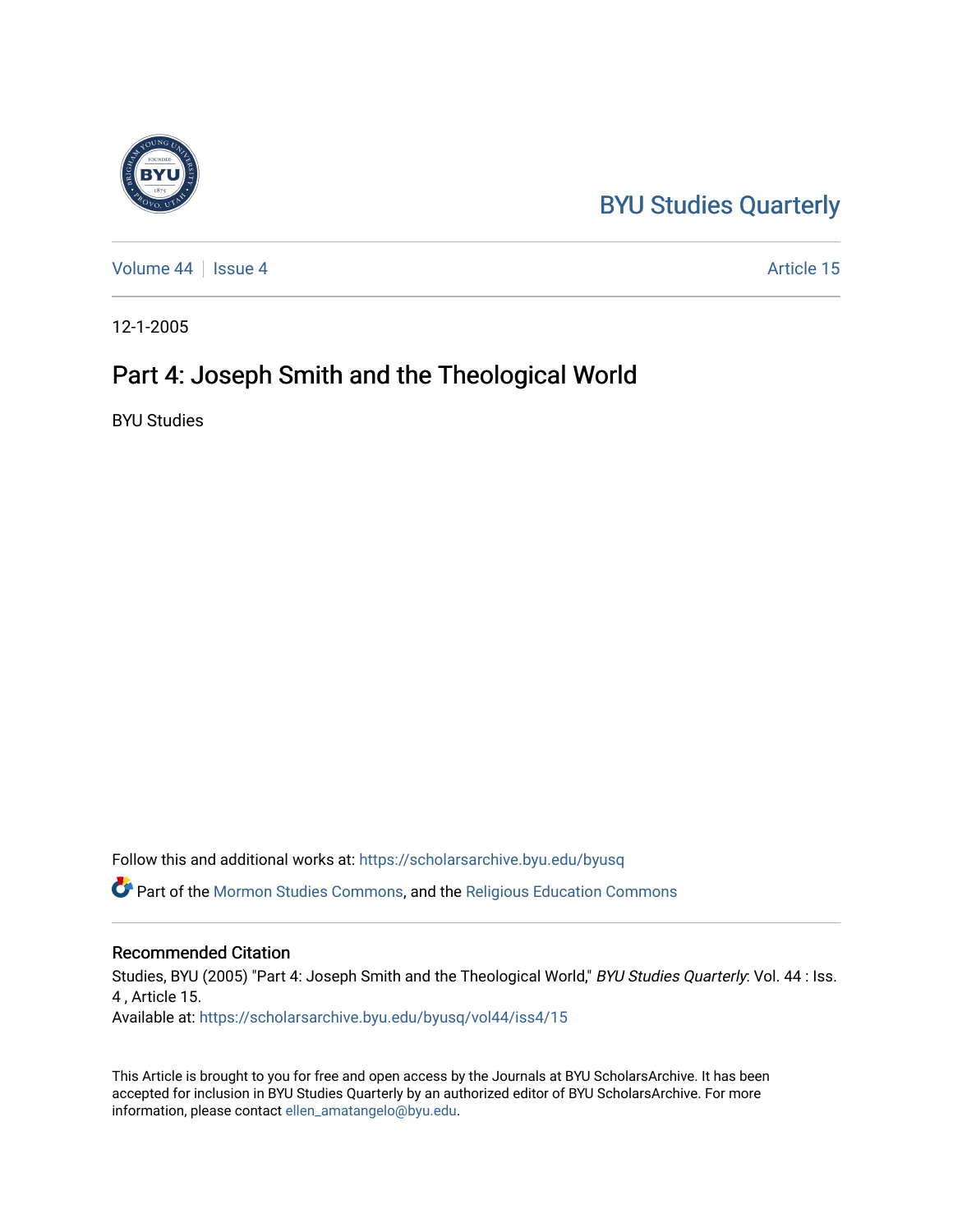BYU Studies Quarterly

Volume 44 | Issue 4 | Article 15

12-1-2005

# Part 4: Joseph Smith and the Theological World

BYU Studies

Follow this and additional works at: https://scholarsarchive.byu.edu/byusq

Part of the Mormon Studies Commons, and the Religious Education Commons

## Recommended Citation

Studies, BYU (2005) "Part 4: Joseph Smith and the Theological World," *BYU Studies Quarterly*: Vol. 44 : Iss. 4 , Article 15.
Available at: https://scholarsarchive.byu.edu/byusq/vol44/iss4/15

This Article is brought to you for free and open access by the Journals at BYU ScholarsArchive. It has been accepted for inclusion in BYU Studies Quarterly by an authorized editor of BYU ScholarsArchive. For more information, please contact ellen_amatangelo@byu.edu.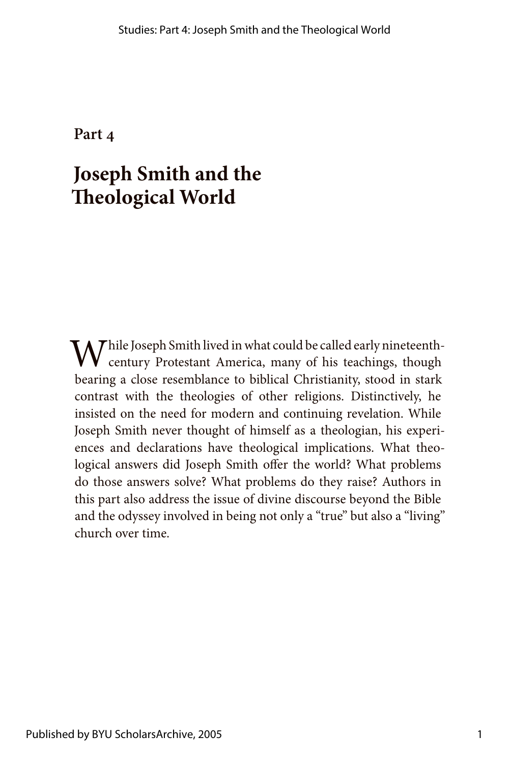## Part 4

# Joseph Smith and the Theological World

While Joseph Smith lived in what could be called early nineteenth-century Protestant America, many of his teachings, though bearing a close resemblance to biblical Christianity, stood in stark contrast with the theologies of other religions. Distinctively, he insisted on the need for modern and continuing revelation. While Joseph Smith never thought of himself as a theologian, his experiences and declarations have theological implications. What theological answers did Joseph Smith offer the world? What problems do those answers solve? What problems do they raise? Authors in this part also address the issue of divine discourse beyond the Bible and the odyssey involved in being not only a "true" but also a "living" church over time.